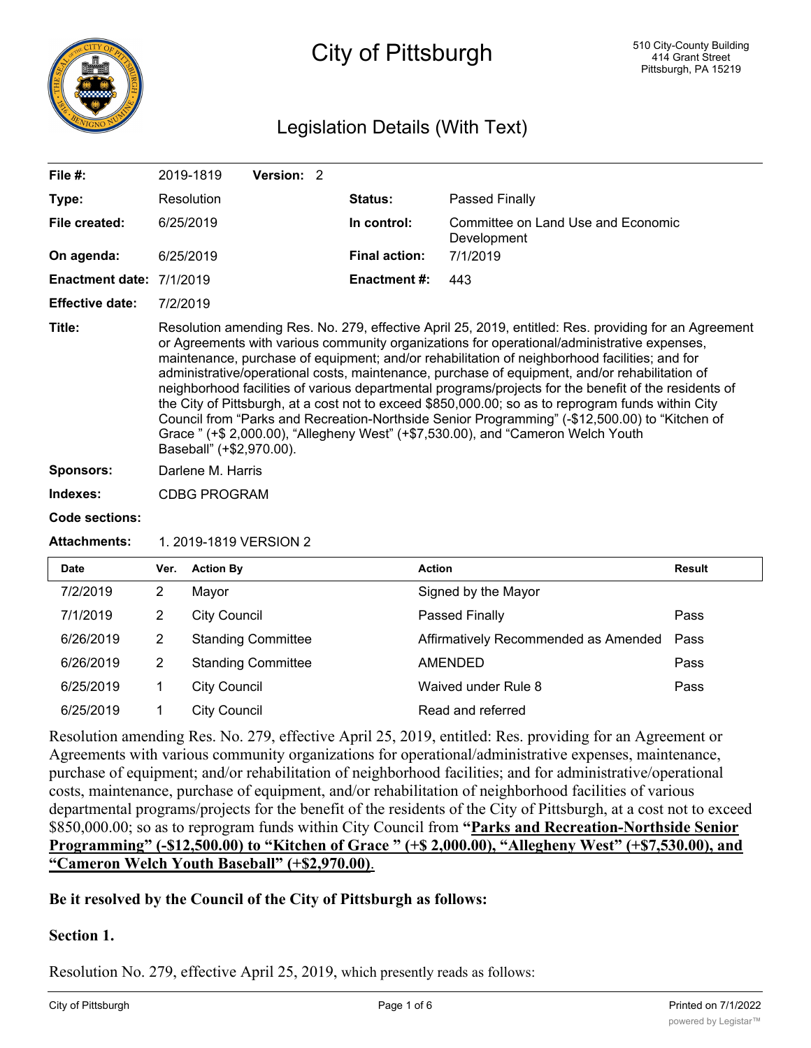# City of Pittsburgh

510 City-County Building
414 Grant Street
Pittsburgh, PA 15219

## Legislation Details (With Text)

| | | | |
|---|---|---|---|
| **File #:** | 2019-1819 **Version:** 2 | | |
| **Type:** | Resolution | **Status:** | Passed Finally |
| **File created:** | 6/25/2019 | **In control:** | Committee on Land Use and Economic Development |
| **On agenda:** | 6/25/2019 | **Final action:** | 7/1/2019 |
| **Enactment date:** | 7/1/2019 | **Enactment #:** | 443 |
| **Effective date:** | 7/2/2019 | | |

**Title:** Resolution amending Res. No. 279, effective April 25, 2019, entitled: Res. providing for an Agreement or Agreements with various community organizations for operational/administrative expenses, maintenance, purchase of equipment; and/or rehabilitation of neighborhood facilities; and for administrative/operational costs, maintenance, purchase of equipment, and/or rehabilitation of neighborhood facilities of various departmental programs/projects for the benefit of the residents of the City of Pittsburgh, at a cost not to exceed $850,000.00; so as to reprogram funds within City Council from "Parks and Recreation-Northside Senior Programming" (-$12,500.00) to "Kitchen of Grace " (+$ 2,000.00), "Allegheny West" (+$7,530.00), and "Cameron Welch Youth Baseball" (+$2,970.00).

**Sponsors:** Darlene M. Harris

**Indexes:** CDBG PROGRAM

**Code sections:**

**Attachments:** 1. 2019-1819 VERSION 2

| Date | Ver. | Action By | Action | Result |
|---|---|---|---|---|
| 7/2/2019 | 2 | Mayor | Signed by the Mayor | |
| 7/1/2019 | 2 | City Council | Passed Finally | Pass |
| 6/26/2019 | 2 | Standing Committee | Affirmatively Recommended as Amended | Pass |
| 6/26/2019 | 2 | Standing Committee | AMENDED | Pass |
| 6/25/2019 | 1 | City Council | Waived under Rule 8 | Pass |
| 6/25/2019 | 1 | City Council | Read and referred | |

Resolution amending Res. No. 279, effective April 25, 2019, entitled: Res. providing for an Agreement or Agreements with various community organizations for operational/administrative expenses, maintenance, purchase of equipment; and/or rehabilitation of neighborhood facilities; and for administrative/operational costs, maintenance, purchase of equipment, and/or rehabilitation of neighborhood facilities of various departmental programs/projects for the benefit of the residents of the City of Pittsburgh, at a cost not to exceed $850,000.00; so as to reprogram funds within City Council from **"Parks and Recreation-Northside Senior Programming" (-$12,500.00) to "Kitchen of Grace " (+$ 2,000.00), "Allegheny West" (+$7,530.00), and "Cameron Welch Youth Baseball" (+$2,970.00)**.

**Be it resolved by the Council of the City of Pittsburgh as follows:**

**Section 1.**

Resolution No. 279, effective April 25, 2019, which presently reads as follows: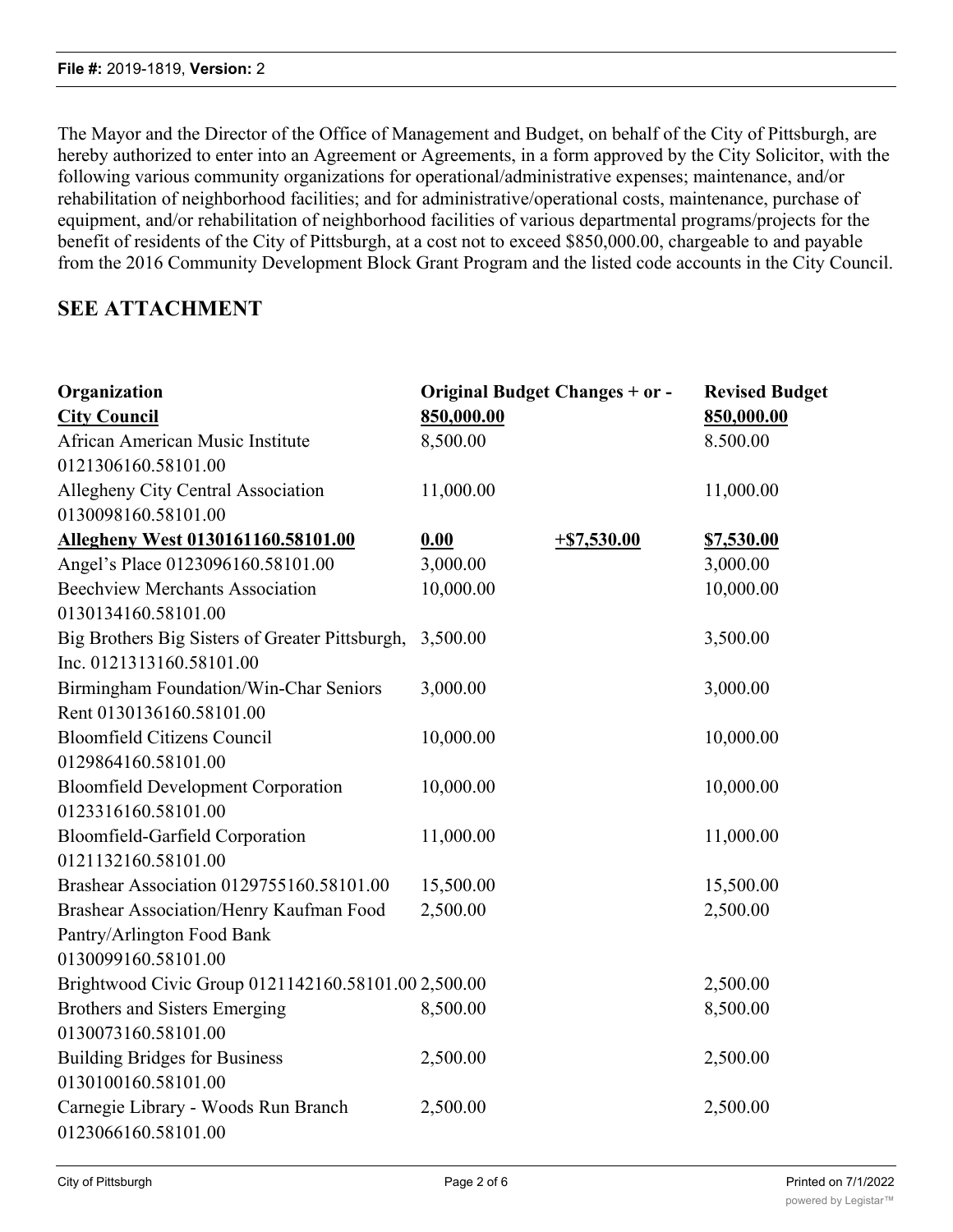The Mayor and the Director of the Office of Management and Budget, on behalf of the City of Pittsburgh, are hereby authorized to enter into an Agreement or Agreements, in a form approved by the City Solicitor, with the following various community organizations for operational/administrative expenses; maintenance, and/or rehabilitation of neighborhood facilities; and for administrative/operational costs, maintenance, purchase of equipment, and/or rehabilitation of neighborhood facilities of various departmental programs/projects for the benefit of residents of the City of Pittsburgh, at a cost not to exceed $850,000.00, chargeable to and payable from the 2016 Community Development Block Grant Program and the listed code accounts in the City Council.

## SEE ATTACHMENT

| Organization | Original Budget | Changes + or - | Revised Budget |
|---|---|---|---|
| **City Council** | **850,000.00** | | **850,000.00** |
| African American Music Institute 0121306160.58101.00 | 8,500.00 | | 8.500.00 |
| Allegheny City Central Association 0130098160.58101.00 | 11,000.00 | | 11,000.00 |
| **Allegheny West 0130161160.58101.00** | **0.00** | **+$7,530.00** | **$7,530.00** |
| Angel's Place 0123096160.58101.00 | 3,000.00 | | 3,000.00 |
| Beechview Merchants Association 0130134160.58101.00 | 10,000.00 | | 10,000.00 |
| Big Brothers Big Sisters of Greater Pittsburgh, Inc. 0121313160.58101.00 | 3,500.00 | | 3,500.00 |
| Birmingham Foundation/Win-Char Seniors Rent 0130136160.58101.00 | 3,000.00 | | 3,000.00 |
| Bloomfield Citizens Council 0129864160.58101.00 | 10,000.00 | | 10,000.00 |
| Bloomfield Development Corporation 0123316160.58101.00 | 10,000.00 | | 10,000.00 |
| Bloomfield-Garfield Corporation 0121132160.58101.00 | 11,000.00 | | 11,000.00 |
| Brashear Association 0129755160.58101.00 | 15,500.00 | | 15,500.00 |
| Brashear Association/Henry Kaufman Food Pantry/Arlington Food Bank 0130099160.58101.00 | 2,500.00 | | 2,500.00 |
| Brightwood Civic Group 0121142160.58101.00 | 2,500.00 | | 2,500.00 |
| Brothers and Sisters Emerging 0130073160.58101.00 | 8,500.00 | | 8,500.00 |
| Building Bridges for Business 0130100160.58101.00 | 2,500.00 | | 2,500.00 |
| Carnegie Library - Woods Run Branch 0123066160.58101.00 | 2,500.00 | | 2,500.00 |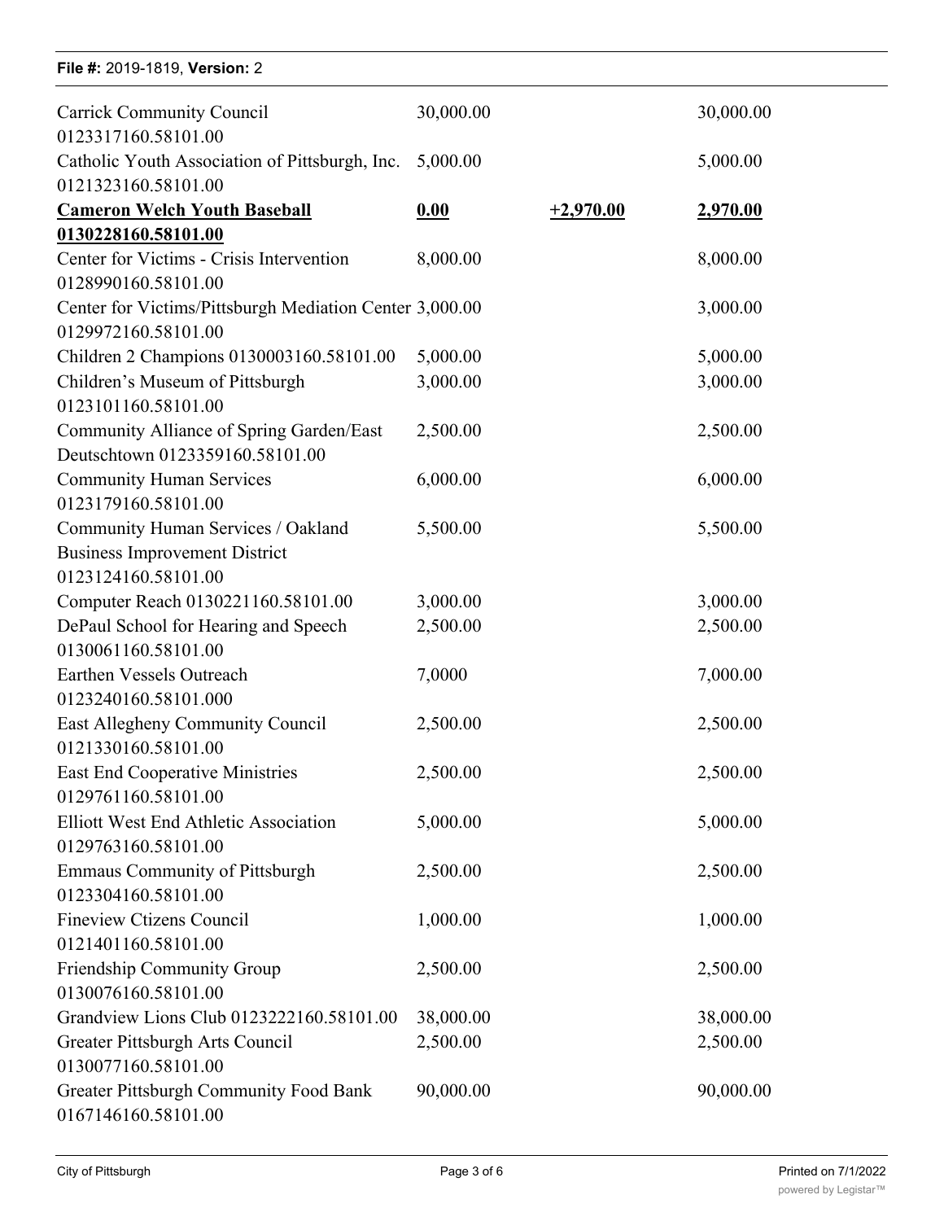| | | | |
|---|---|---|---|
| Carrick Community Council 0123317160.58101.00 | 30,000.00 | | 30,000.00 |
| Catholic Youth Association of Pittsburgh, Inc. 0121323160.58101.00 | 5,000.00 | | 5,000.00 |
| <u>**Cameron Welch Youth Baseball 0130228160.58101.00**</u> | <u>**0.00**</u> | <u>**+2,970.00**</u> | <u>**2,970.00**</u> |
| Center for Victims - Crisis Intervention 0128990160.58101.00 | 8,000.00 | | 8,000.00 |
| Center for Victims/Pittsburgh Mediation Center 0129972160.58101.00 | 3,000.00 | | 3,000.00 |
| Children 2 Champions 0130003160.58101.00 | 5,000.00 | | 5,000.00 |
| Children's Museum of Pittsburgh 0123101160.58101.00 | 3,000.00 | | 3,000.00 |
| Community Alliance of Spring Garden/East Deutschtown 0123359160.58101.00 | 2,500.00 | | 2,500.00 |
| Community Human Services 0123179160.58101.00 | 6,000.00 | | 6,000.00 |
| Community Human Services / Oakland Business Improvement District 0123124160.58101.00 | 5,500.00 | | 5,500.00 |
| Computer Reach 0130221160.58101.00 | 3,000.00 | | 3,000.00 |
| DePaul School for Hearing and Speech 0130061160.58101.00 | 2,500.00 | | 2,500.00 |
| Earthen Vessels Outreach 0123240160.58101.000 | 7,0000 | | 7,000.00 |
| East Allegheny Community Council 0121330160.58101.00 | 2,500.00 | | 2,500.00 |
| East End Cooperative Ministries 0129761160.58101.00 | 2,500.00 | | 2,500.00 |
| Elliott West End Athletic Association 0129763160.58101.00 | 5,000.00 | | 5,000.00 |
| Emmaus Community of Pittsburgh 0123304160.58101.00 | 2,500.00 | | 2,500.00 |
| Fineview Ctizens Council 0121401160.58101.00 | 1,000.00 | | 1,000.00 |
| Friendship Community Group 0130076160.58101.00 | 2,500.00 | | 2,500.00 |
| Grandview Lions Club 0123222160.58101.00 | 38,000.00 | | 38,000.00 |
| Greater Pittsburgh Arts Council 0130077160.58101.00 | 2,500.00 | | 2,500.00 |
| Greater Pittsburgh Community Food Bank 0167146160.58101.00 | 90,000.00 | | 90,000.00 |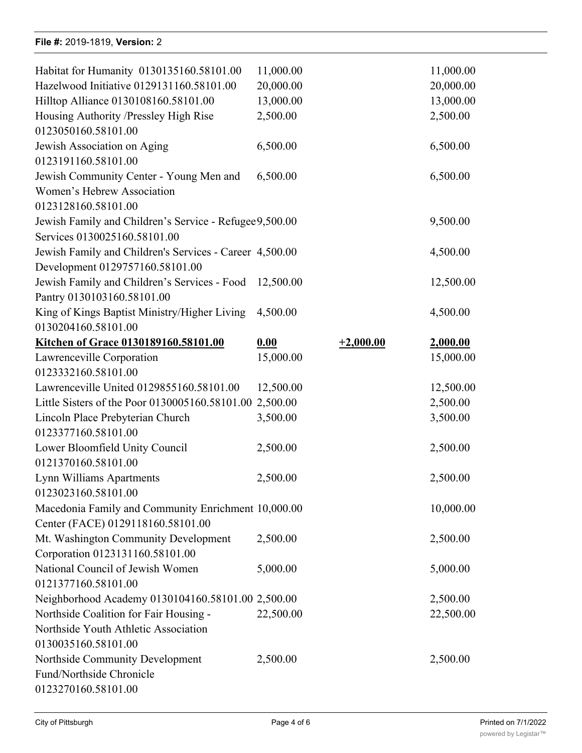| | | | |
|---|---|---|---|
| Habitat for Humanity 0130135160.58101.00 | 11,000.00 | | 11,000.00 |
| Hazelwood Initiative 0129131160.58101.00 | 20,000.00 | | 20,000.00 |
| Hilltop Alliance 0130108160.58101.00 | 13,000.00 | | 13,000.00 |
| Housing Authority /Pressley High Rise 0123050160.58101.00 | 2,500.00 | | 2,500.00 |
| Jewish Association on Aging 0123191160.58101.00 | 6,500.00 | | 6,500.00 |
| Jewish Community Center - Young Men and Women's Hebrew Association 0123128160.58101.00 | 6,500.00 | | 6,500.00 |
| Jewish Family and Children's Service - Refugee Services 0130025160.58101.00 | 9,500.00 | | 9,500.00 |
| Jewish Family and Children's Services - Career Development 0129757160.58101.00 | 4,500.00 | | 4,500.00 |
| Jewish Family and Children's Services - Food Pantry 0130103160.58101.00 | 12,500.00 | | 12,500.00 |
| King of Kings Baptist Ministry/Higher Living 0130204160.58101.00 | 4,500.00 | | 4,500.00 |
| **Kitchen of Grace 0130189160.58101.00** | **0.00** | **+2,000.00** | **2,000.00** |
| Lawrenceville Corporation 0123332160.58101.00 | 15,000.00 | | 15,000.00 |
| Lawrenceville United 0129855160.58101.00 | 12,500.00 | | 12,500.00 |
| Little Sisters of the Poor 0130005160.58101.00 | 2,500.00 | | 2,500.00 |
| Lincoln Place Prebyterian Church 0123377160.58101.00 | 3,500.00 | | 3,500.00 |
| Lower Bloomfield Unity Council 0121370160.58101.00 | 2,500.00 | | 2,500.00 |
| Lynn Williams Apartments 0123023160.58101.00 | 2,500.00 | | 2,500.00 |
| Macedonia Family and Community Enrichment Center (FACE) 0129118160.58101.00 | 10,000.00 | | 10,000.00 |
| Mt. Washington Community Development Corporation 0123131160.58101.00 | 2,500.00 | | 2,500.00 |
| National Council of Jewish Women 0121377160.58101.00 | 5,000.00 | | 5,000.00 |
| Neighborhood Academy 0130104160.58101.00 | 2,500.00 | | 2,500.00 |
| Northside Coalition for Fair Housing - Northside Youth Athletic Association 0130035160.58101.00 | 22,500.00 | | 22,500.00 |
| Northside Community Development Fund/Northside Chronicle 0123270160.58101.00 | 2,500.00 | | 2,500.00 |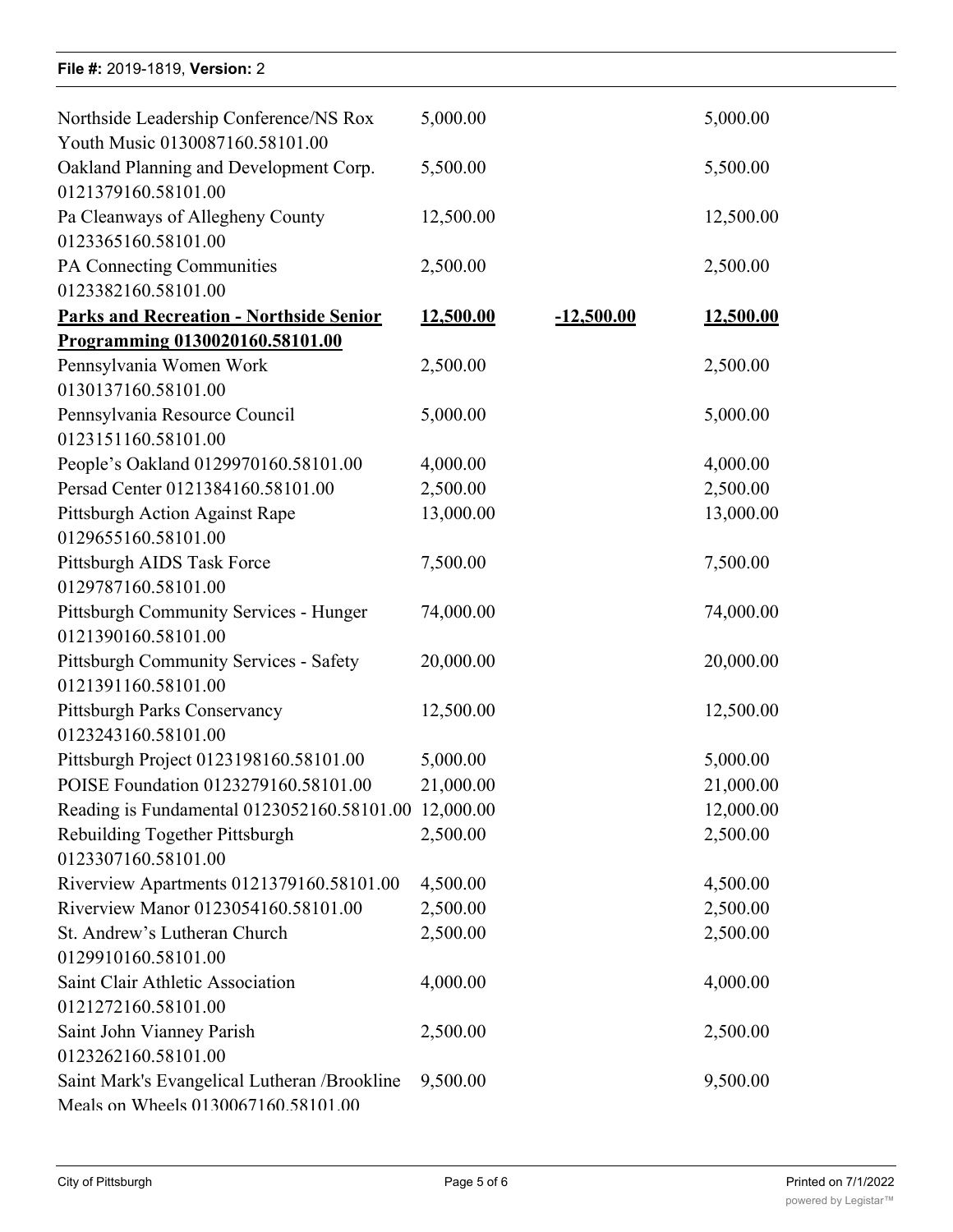| | | | |
|---|---|---|---|
| Northside Leadership Conference/NS Rox Youth Music 0130087160.58101.00 | 5,000.00 | | 5,000.00 |
| Oakland Planning and Development Corp. 0121379160.58101.00 | 5,500.00 | | 5,500.00 |
| Pa Cleanways of Allegheny County 0123365160.58101.00 | 12,500.00 | | 12,500.00 |
| PA Connecting Communities 0123382160.58101.00 | 2,500.00 | | 2,500.00 |
| **Parks and Recreation - Northside Senior Programming 0130020160.58101.00** | **12,500.00** | **-12,500.00** | **12,500.00** |
| Pennsylvania Women Work 0130137160.58101.00 | 2,500.00 | | 2,500.00 |
| Pennsylvania Resource Council 0123151160.58101.00 | 5,000.00 | | 5,000.00 |
| People's Oakland 0129970160.58101.00 | 4,000.00 | | 4,000.00 |
| Persad Center 0121384160.58101.00 | 2,500.00 | | 2,500.00 |
| Pittsburgh Action Against Rape 0129655160.58101.00 | 13,000.00 | | 13,000.00 |
| Pittsburgh AIDS Task Force 0129787160.58101.00 | 7,500.00 | | 7,500.00 |
| Pittsburgh Community Services - Hunger 0121390160.58101.00 | 74,000.00 | | 74,000.00 |
| Pittsburgh Community Services - Safety 0121391160.58101.00 | 20,000.00 | | 20,000.00 |
| Pittsburgh Parks Conservancy 0123243160.58101.00 | 12,500.00 | | 12,500.00 |
| Pittsburgh Project 0123198160.58101.00 | 5,000.00 | | 5,000.00 |
| POISE Foundation 0123279160.58101.00 | 21,000.00 | | 21,000.00 |
| Reading is Fundamental 0123052160.58101.00 | 12,000.00 | | 12,000.00 |
| Rebuilding Together Pittsburgh 0123307160.58101.00 | 2,500.00 | | 2,500.00 |
| Riverview Apartments 0121379160.58101.00 | 4,500.00 | | 4,500.00 |
| Riverview Manor 0123054160.58101.00 | 2,500.00 | | 2,500.00 |
| St. Andrew's Lutheran Church 0129910160.58101.00 | 2,500.00 | | 2,500.00 |
| Saint Clair Athletic Association 0121272160.58101.00 | 4,000.00 | | 4,000.00 |
| Saint John Vianney Parish 0123262160.58101.00 | 2,500.00 | | 2,500.00 |
| Saint Mark's Evangelical Lutheran /Brookline Meals on Wheels 0130067160.58101.00 | 9,500.00 | | 9,500.00 |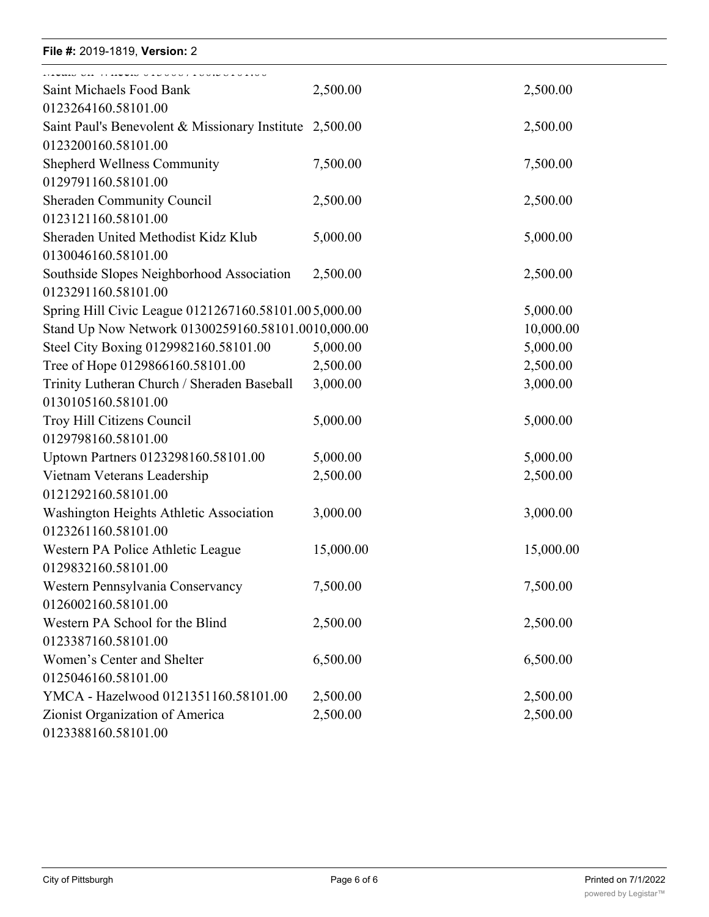| | | |
|---|---|---|
| Meals on Wheels 0130087160.58101.00 | | |
| Saint Michaels Food Bank 0123264160.58101.00 | 2,500.00 | 2,500.00 |
| Saint Paul's Benevolent & Missionary Institute 0123200160.58101.00 | 2,500.00 | 2,500.00 |
| Shepherd Wellness Community 0129791160.58101.00 | 7,500.00 | 7,500.00 |
| Sheraden Community Council 0123121160.58101.00 | 2,500.00 | 2,500.00 |
| Sheraden United Methodist Kidz Klub 0130046160.58101.00 | 5,000.00 | 5,000.00 |
| Southside Slopes Neighborhood Association 0123291160.58101.00 | 2,500.00 | 2,500.00 |
| Spring Hill Civic League 0121267160.58101.00 | 5,000.00 | 5,000.00 |
| Stand Up Now Network 01300259160.58101.00 | 10,000.00 | 10,000.00 |
| Steel City Boxing 0129982160.58101.00 | 5,000.00 | 5,000.00 |
| Tree of Hope 0129866160.58101.00 | 2,500.00 | 2,500.00 |
| Trinity Lutheran Church / Sheraden Baseball 0130105160.58101.00 | 3,000.00 | 3,000.00 |
| Troy Hill Citizens Council 0129798160.58101.00 | 5,000.00 | 5,000.00 |
| Uptown Partners 0123298160.58101.00 | 5,000.00 | 5,000.00 |
| Vietnam Veterans Leadership 0121292160.58101.00 | 2,500.00 | 2,500.00 |
| Washington Heights Athletic Association 0123261160.58101.00 | 3,000.00 | 3,000.00 |
| Western PA Police Athletic League 0129832160.58101.00 | 15,000.00 | 15,000.00 |
| Western Pennsylvania Conservancy 0126002160.58101.00 | 7,500.00 | 7,500.00 |
| Western PA School for the Blind 0123387160.58101.00 | 2,500.00 | 2,500.00 |
| Women's Center and Shelter 0125046160.58101.00 | 6,500.00 | 6,500.00 |
| YMCA - Hazelwood 0121351160.58101.00 | 2,500.00 | 2,500.00 |
| Zionist Organization of America 0123388160.58101.00 | 2,500.00 | 2,500.00 |